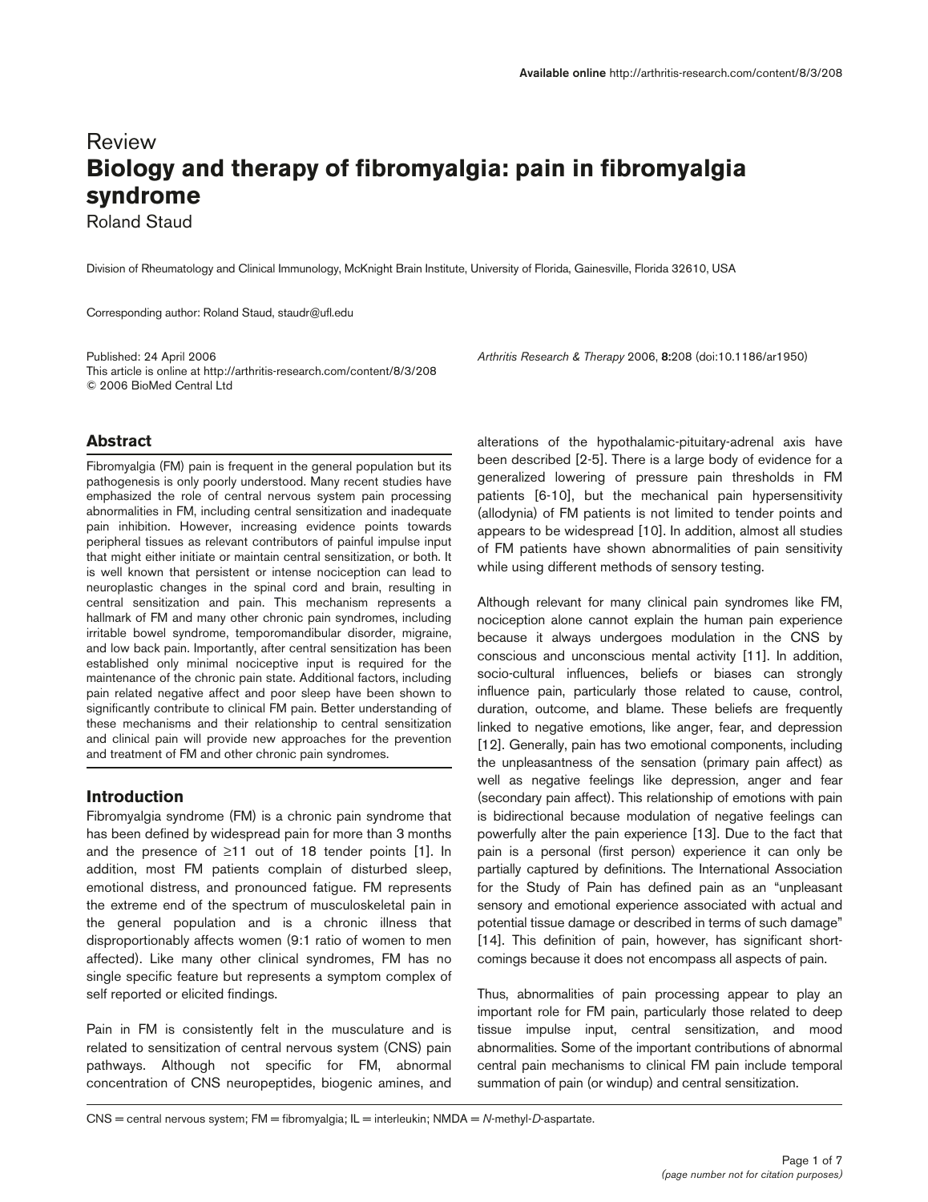Review

# Biology and therapy of fibromyalgia: pain in fibromyalgia syndrome

Roland Staud

Division of Rheumatology and Clinical Immunology, McKnight Brain Institute, University of Florida, Gainesville, Florida 32610, USA

Corresponding author: Roland Staud, staudr@ufl.edu

Published: 24 April 2006

This article is online at http://arthritis-research.com/content/8/3/208

© 2006 BioMed Central Ltd

*Arthritis Research & Therapy* 2006, **8:**208 (doi:10.1186/ar1950)

## Abstract

Fibromyalgia (FM) pain is frequent in the general population but its pathogenesis is only poorly understood. Many recent studies have emphasized the role of central nervous system pain processing abnormalities in FM, including central sensitization and inadequate pain inhibition. However, increasing evidence points towards peripheral tissues as relevant contributors of painful impulse input that might either initiate or maintain central sensitization, or both. It is well known that persistent or intense nociception can lead to neuroplastic changes in the spinal cord and brain, resulting in central sensitization and pain. This mechanism represents a hallmark of FM and many other chronic pain syndromes, including irritable bowel syndrome, temporomandibular disorder, migraine, and low back pain. Importantly, after central sensitization has been established only minimal nociceptive input is required for the maintenance of the chronic pain state. Additional factors, including pain related negative affect and poor sleep have been shown to significantly contribute to clinical FM pain. Better understanding of these mechanisms and their relationship to central sensitization and clinical pain will provide new approaches for the prevention and treatment of FM and other chronic pain syndromes.

## Introduction

Fibromyalgia syndrome (FM) is a chronic pain syndrome that has been defined by widespread pain for more than 3 months and the presence of ≥11 out of 18 tender points [1]. In addition, most FM patients complain of disturbed sleep, emotional distress, and pronounced fatigue. FM represents the extreme end of the spectrum of musculoskeletal pain in the general population and is a chronic illness that disproportionably affects women (9:1 ratio of women to men affected). Like many other clinical syndromes, FM has no single specific feature but represents a symptom complex of self reported or elicited findings.

Pain in FM is consistently felt in the musculature and is related to sensitization of central nervous system (CNS) pain pathways. Although not specific for FM, abnormal concentration of CNS neuropeptides, biogenic amines, and alterations of the hypothalamic-pituitary-adrenal axis have been described [2-5]. There is a large body of evidence for a generalized lowering of pressure pain thresholds in FM patients [6-10], but the mechanical pain hypersensitivity (allodynia) of FM patients is not limited to tender points and appears to be widespread [10]. In addition, almost all studies of FM patients have shown abnormalities of pain sensitivity while using different methods of sensory testing.

Although relevant for many clinical pain syndromes like FM, nociception alone cannot explain the human pain experience because it always undergoes modulation in the CNS by conscious and unconscious mental activity [11]. In addition, socio-cultural influences, beliefs or biases can strongly influence pain, particularly those related to cause, control, duration, outcome, and blame. These beliefs are frequently linked to negative emotions, like anger, fear, and depression [12]. Generally, pain has two emotional components, including the unpleasantness of the sensation (primary pain affect) as well as negative feelings like depression, anger and fear (secondary pain affect). This relationship of emotions with pain is bidirectional because modulation of negative feelings can powerfully alter the pain experience [13]. Due to the fact that pain is a personal (first person) experience it can only be partially captured by definitions. The International Association for the Study of Pain has defined pain as an "unpleasant sensory and emotional experience associated with actual and potential tissue damage or described in terms of such damage" [14]. This definition of pain, however, has significant shortcomings because it does not encompass all aspects of pain.

Thus, abnormalities of pain processing appear to play an important role for FM pain, particularly those related to deep tissue impulse input, central sensitization, and mood abnormalities. Some of the important contributions of abnormal central pain mechanisms to clinical FM pain include temporal summation of pain (or windup) and central sensitization.

CNS = central nervous system; FM = fibromyalgia; IL = interleukin; NMDA = *N*-methyl-*D*-aspartate.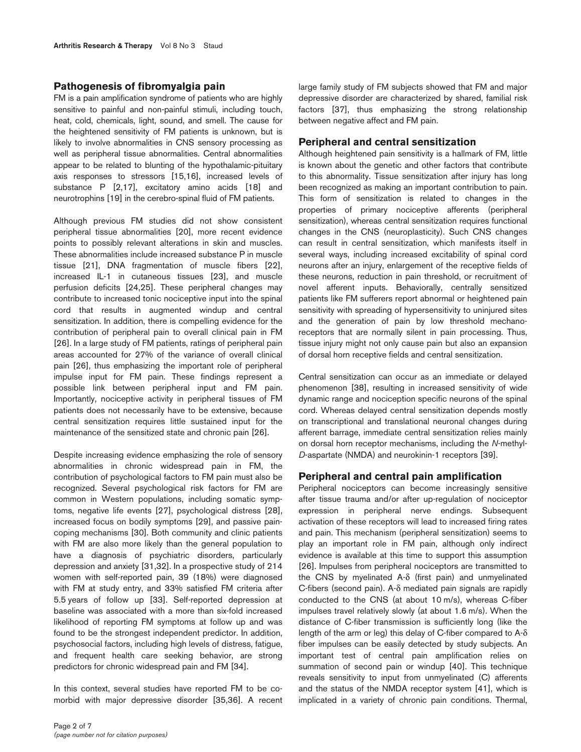## Pathogenesis of fibromyalgia pain

FM is a pain amplification syndrome of patients who are highly sensitive to painful and non-painful stimuli, including touch, heat, cold, chemicals, light, sound, and smell. The cause for the heightened sensitivity of FM patients is unknown, but is likely to involve abnormalities in CNS sensory processing as well as peripheral tissue abnormalities. Central abnormalities appear to be related to blunting of the hypothalamic-pituitary axis responses to stressors [15,16], increased levels of substance P [2,17], excitatory amino acids [18] and neurotrophins [19] in the cerebro-spinal fluid of FM patients.

Although previous FM studies did not show consistent peripheral tissue abnormalities [20], more recent evidence points to possibly relevant alterations in skin and muscles. These abnormalities include increased substance P in muscle tissue [21], DNA fragmentation of muscle fibers [22], increased IL-1 in cutaneous tissues [23], and muscle perfusion deficits [24,25]. These peripheral changes may contribute to increased tonic nociceptive input into the spinal cord that results in augmented windup and central sensitization. In addition, there is compelling evidence for the contribution of peripheral pain to overall clinical pain in FM [26]. In a large study of FM patients, ratings of peripheral pain areas accounted for 27% of the variance of overall clinical pain [26], thus emphasizing the important role of peripheral impulse input for FM pain. These findings represent a possible link between peripheral input and FM pain. Importantly, nociceptive activity in peripheral tissues of FM patients does not necessarily have to be extensive, because central sensitization requires little sustained input for the maintenance of the sensitized state and chronic pain [26].

Despite increasing evidence emphasizing the role of sensory abnormalities in chronic widespread pain in FM, the contribution of psychological factors to FM pain must also be recognized. Several psychological risk factors for FM are common in Western populations, including somatic symptoms, negative life events [27], psychological distress [28], increased focus on bodily symptoms [29], and passive pain-coping mechanisms [30]. Both community and clinic patients with FM are also more likely than the general population to have a diagnosis of psychiatric disorders, particularly depression and anxiety [31,32]. In a prospective study of 214 women with self-reported pain, 39 (18%) were diagnosed with FM at study entry, and 33% satisfied FM criteria after 5.5 years of follow up [33]. Self-reported depression at baseline was associated with a more than six-fold increased likelihood of reporting FM symptoms at follow up and was found to be the strongest independent predictor. In addition, psychosocial factors, including high levels of distress, fatigue, and frequent health care seeking behavior, are strong predictors for chronic widespread pain and FM [34].

In this context, several studies have reported FM to be co-morbid with major depressive disorder [35,36]. A recent large family study of FM subjects showed that FM and major depressive disorder are characterized by shared, familial risk factors [37], thus emphasizing the strong relationship between negative affect and FM pain.

## Peripheral and central sensitization

Although heightened pain sensitivity is a hallmark of FM, little is known about the genetic and other factors that contribute to this abnormality. Tissue sensitization after injury has long been recognized as making an important contribution to pain. This form of sensitization is related to changes in the properties of primary nociceptive afferents (peripheral sensitization), whereas central sensitization requires functional changes in the CNS (neuroplasticity). Such CNS changes can result in central sensitization, which manifests itself in several ways, including increased excitability of spinal cord neurons after an injury, enlargement of the receptive fields of these neurons, reduction in pain threshold, or recruitment of novel afferent inputs. Behaviorally, centrally sensitized patients like FM sufferers report abnormal or heightened pain sensitivity with spreading of hypersensitivity to uninjured sites and the generation of pain by low threshold mechanoreceptors that are normally silent in pain processing. Thus, tissue injury might not only cause pain but also an expansion of dorsal horn receptive fields and central sensitization.

Central sensitization can occur as an immediate or delayed phenomenon [38], resulting in increased sensitivity of wide dynamic range and nociception specific neurons of the spinal cord. Whereas delayed central sensitization depends mostly on transcriptional and translational neuronal changes during afferent barrage, immediate central sensitization relies mainly on dorsal horn receptor mechanisms, including the *N*-methyl-*D*-aspartate (NMDA) and neurokinin-1 receptors [39].

## Peripheral and central pain amplification

Peripheral nociceptors can become increasingly sensitive after tissue trauma and/or after up-regulation of nociceptor expression in peripheral nerve endings. Subsequent activation of these receptors will lead to increased firing rates and pain. This mechanism (peripheral sensitization) seems to play an important role in FM pain, although only indirect evidence is available at this time to support this assumption [26]. Impulses from peripheral nociceptors are transmitted to the CNS by myelinated A-δ (first pain) and unmyelinated C-fibers (second pain). A-δ mediated pain signals are rapidly conducted to the CNS (at about 10 m/s), whereas C-fiber impulses travel relatively slowly (at about 1.6 m/s). When the distance of C-fiber transmission is sufficiently long (like the length of the arm or leg) this delay of C-fiber compared to A-δ fiber impulses can be easily detected by study subjects. An important test of central pain amplification relies on summation of second pain or windup [40]. This technique reveals sensitivity to input from unmyelinated (C) afferents and the status of the NMDA receptor system [41], which is implicated in a variety of chronic pain conditions. Thermal,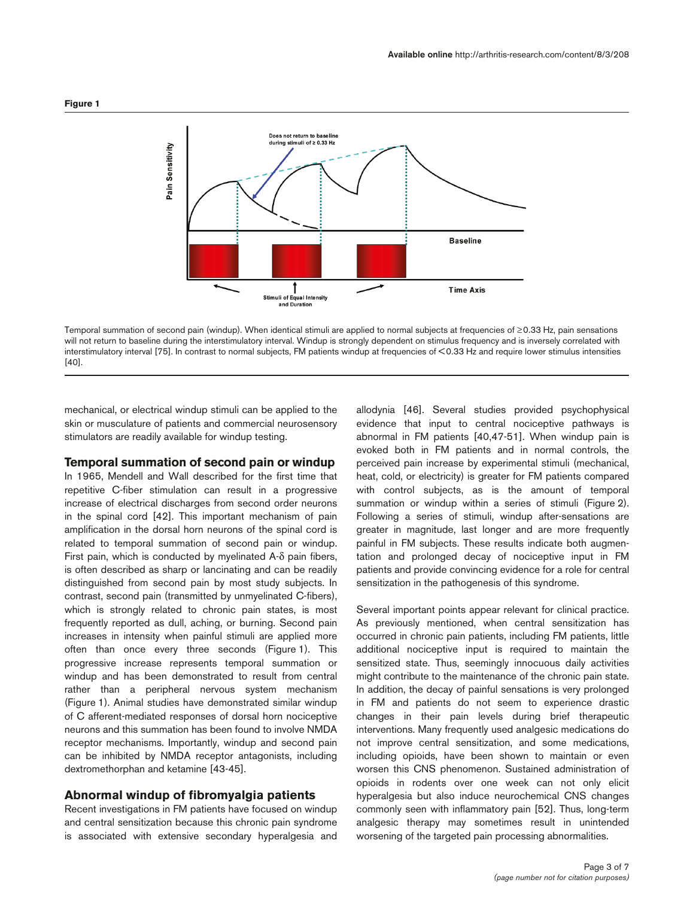**Figure 1**

Does not return to baseline during stimuli of ≥ 0.33 Hz

Pain Sensitivity

Baseline

Time Axis

Stimuli of Equal Intensity and Duration

Temporal summation of second pain (windup). When identical stimuli are applied to normal subjects at frequencies of ≥0.33 Hz, pain sensations will not return to baseline during the interstimulatory interval. Windup is strongly dependent on stimulus frequency and is inversely correlated with interstimulatory interval [75]. In contrast to normal subjects, FM patients windup at frequencies of <0.33 Hz and require lower stimulus intensities [40].

mechanical, or electrical windup stimuli can be applied to the skin or musculature of patients and commercial neurosensory stimulators are readily available for windup testing.

## Temporal summation of second pain or windup

In 1965, Mendell and Wall described for the first time that repetitive C-fiber stimulation can result in a progressive increase of electrical discharges from second order neurons in the spinal cord [42]. This important mechanism of pain amplification in the dorsal horn neurons of the spinal cord is related to temporal summation of second pain or windup. First pain, which is conducted by myelinated A-δ pain fibers, is often described as sharp or lancinating and can be readily distinguished from second pain by most study subjects. In contrast, second pain (transmitted by unmyelinated C-fibers), which is strongly related to chronic pain states, is most frequently reported as dull, aching, or burning. Second pain increases in intensity when painful stimuli are applied more often than once every three seconds (Figure 1). This progressive increase represents temporal summation or windup and has been demonstrated to result from central rather than a peripheral nervous system mechanism (Figure 1). Animal studies have demonstrated similar windup of C afferent-mediated responses of dorsal horn nociceptive neurons and this summation has been found to involve NMDA receptor mechanisms. Importantly, windup and second pain can be inhibited by NMDA receptor antagonists, including dextromethorphan and ketamine [43-45].

## Abnormal windup of fibromyalgia patients

Recent investigations in FM patients have focused on windup and central sensitization because this chronic pain syndrome is associated with extensive secondary hyperalgesia and allodynia [46]. Several studies provided psychophysical evidence that input to central nociceptive pathways is abnormal in FM patients [40,47-51]. When windup pain is evoked both in FM patients and in normal controls, the perceived pain increase by experimental stimuli (mechanical, heat, cold, or electricity) is greater for FM patients compared with control subjects, as is the amount of temporal summation or windup within a series of stimuli (Figure 2). Following a series of stimuli, windup after-sensations are greater in magnitude, last longer and are more frequently painful in FM subjects. These results indicate both augmentation and prolonged decay of nociceptive input in FM patients and provide convincing evidence for a role for central sensitization in the pathogenesis of this syndrome.

Several important points appear relevant for clinical practice. As previously mentioned, when central sensitization has occurred in chronic pain patients, including FM patients, little additional nociceptive input is required to maintain the sensitized state. Thus, seemingly innocuous daily activities might contribute to the maintenance of the chronic pain state. In addition, the decay of painful sensations is very prolonged in FM and patients do not seem to experience drastic changes in their pain levels during brief therapeutic interventions. Many frequently used analgesic medications do not improve central sensitization, and some medications, including opioids, have been shown to maintain or even worsen this CNS phenomenon. Sustained administration of opioids in rodents over one week can not only elicit hyperalgesia but also induce neurochemical CNS changes commonly seen with inflammatory pain [52]. Thus, long-term analgesic therapy may sometimes result in unintended worsening of the targeted pain processing abnormalities.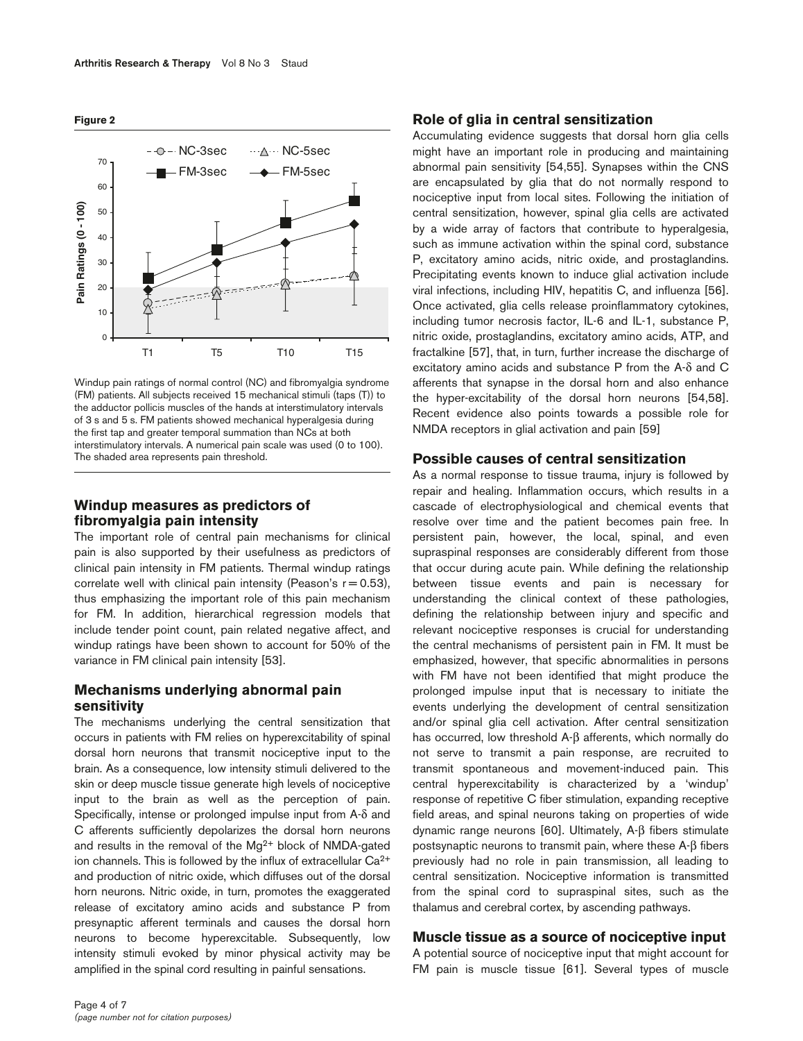**Figure 2**

- -○- - NC-3sec
···△··· NC-5sec
■ FM-3sec
◆ FM-5sec

Pain Ratings (0 - 100)

0
10
20
30
40
50
60
70

T1
T5
T10
T15

Windup pain ratings of normal control (NC) and fibromyalgia syndrome (FM) patients. All subjects received 15 mechanical stimuli (taps (T)) to the adductor pollicis muscles of the hands at interstimulatory intervals of 3 s and 5 s. FM patients showed mechanical hyperalgesia during the first tap and greater temporal summation than NCs at both interstimulatory intervals. A numerical pain scale was used (0 to 100). The shaded area represents pain threshold.

## Windup measures as predictors of fibromyalgia pain intensity

The important role of central pain mechanisms for clinical pain is also supported by their usefulness as predictors of clinical pain intensity in FM patients. Thermal windup ratings correlate well with clinical pain intensity (Peason's $r = 0.53$), thus emphasizing the important role of this pain mechanism for FM. In addition, hierarchical regression models that include tender point count, pain related negative affect, and windup ratings have been shown to account for 50% of the variance in FM clinical pain intensity [53].

## Mechanisms underlying abnormal pain sensitivity

The mechanisms underlying the central sensitization that occurs in patients with FM relies on hyperexcitability of spinal dorsal horn neurons that transmit nociceptive input to the brain. As a consequence, low intensity stimuli delivered to the skin or deep muscle tissue generate high levels of nociceptive input to the brain as well as the perception of pain. Specifically, intense or prolonged impulse input from A-δ and C afferents sufficiently depolarizes the dorsal horn neurons and results in the removal of the $Mg^{2+}$ block of NMDA-gated ion channels. This is followed by the influx of extracellular $Ca^{2+}$ and production of nitric oxide, which diffuses out of the dorsal horn neurons. Nitric oxide, in turn, promotes the exaggerated release of excitatory amino acids and substance P from presynaptic afferent terminals and causes the dorsal horn neurons to become hyperexcitable. Subsequently, low intensity stimuli evoked by minor physical activity may be amplified in the spinal cord resulting in painful sensations.

## Role of glia in central sensitization

Accumulating evidence suggests that dorsal horn glia cells might have an important role in producing and maintaining abnormal pain sensitivity [54,55]. Synapses within the CNS are encapsulated by glia that do not normally respond to nociceptive input from local sites. Following the initiation of central sensitization, however, spinal glia cells are activated by a wide array of factors that contribute to hyperalgesia, such as immune activation within the spinal cord, substance P, excitatory amino acids, nitric oxide, and prostaglandins. Precipitating events known to induce glial activation include viral infections, including HIV, hepatitis C, and influenza [56]. Once activated, glia cells release proinflammatory cytokines, including tumor necrosis factor, IL-6 and IL-1, substance P, nitric oxide, prostaglandins, excitatory amino acids, ATP, and fractalkine [57], that, in turn, further increase the discharge of excitatory amino acids and substance P from the A-δ and C afferents that synapse in the dorsal horn and also enhance the hyper-excitability of the dorsal horn neurons [54,58]. Recent evidence also points towards a possible role for NMDA receptors in glial activation and pain [59]

## Possible causes of central sensitization

As a normal response to tissue trauma, injury is followed by repair and healing. Inflammation occurs, which results in a cascade of electrophysiological and chemical events that resolve over time and the patient becomes pain free. In persistent pain, however, the local, spinal, and even supraspinal responses are considerably different from those that occur during acute pain. While defining the relationship between tissue events and pain is necessary for understanding the clinical context of these pathologies, defining the relationship between injury and specific and relevant nociceptive responses is crucial for understanding the central mechanisms of persistent pain in FM. It must be emphasized, however, that specific abnormalities in persons with FM have not been identified that might produce the prolonged impulse input that is necessary to initiate the events underlying the development of central sensitization and/or spinal glia cell activation. After central sensitization has occurred, low threshold A-β afferents, which normally do not serve to transmit a pain response, are recruited to transmit spontaneous and movement-induced pain. This central hyperexcitability is characterized by a 'windup' response of repetitive C fiber stimulation, expanding receptive field areas, and spinal neurons taking on properties of wide dynamic range neurons [60]. Ultimately, A-β fibers stimulate postsynaptic neurons to transmit pain, where these A-β fibers previously had no role in pain transmission, all leading to central sensitization. Nociceptive information is transmitted from the spinal cord to supraspinal sites, such as the thalamus and cerebral cortex, by ascending pathways.

## Muscle tissue as a source of nociceptive input

A potential source of nociceptive input that might account for FM pain is muscle tissue [61]. Several types of muscle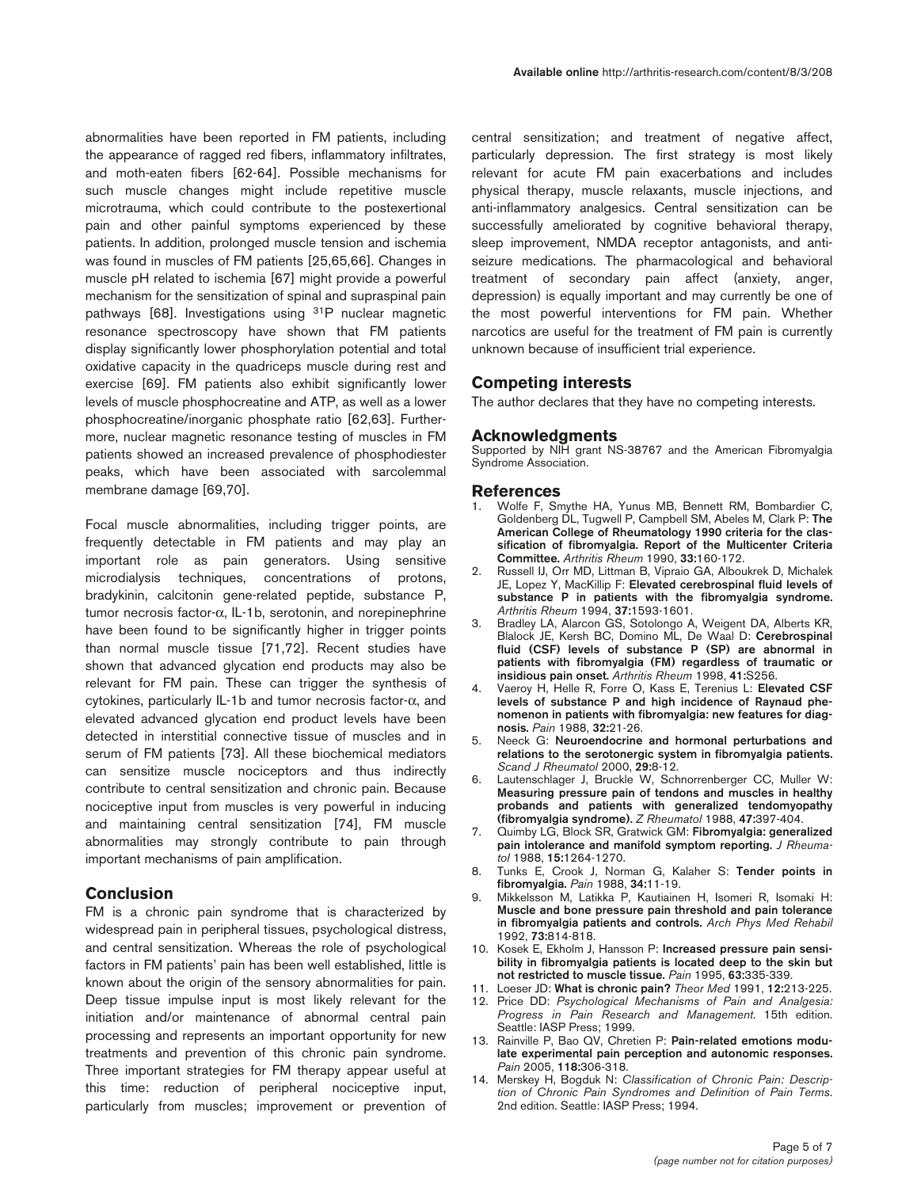abnormalities have been reported in FM patients, including the appearance of ragged red fibers, inflammatory infiltrates, and moth-eaten fibers [62-64]. Possible mechanisms for such muscle changes might include repetitive muscle microtrauma, which could contribute to the postexertional pain and other painful symptoms experienced by these patients. In addition, prolonged muscle tension and ischemia was found in muscles of FM patients [25,65,66]. Changes in muscle pH related to ischemia [67] might provide a powerful mechanism for the sensitization of spinal and supraspinal pain pathways [68]. Investigations using $^{31}$P nuclear magnetic resonance spectroscopy have shown that FM patients display significantly lower phosphorylation potential and total oxidative capacity in the quadriceps muscle during rest and exercise [69]. FM patients also exhibit significantly lower levels of muscle phosphocreatine and ATP, as well as a lower phosphocreatine/inorganic phosphate ratio [62,63]. Furthermore, nuclear magnetic resonance testing of muscles in FM patients showed an increased prevalence of phosphodiester peaks, which have been associated with sarcolemmal membrane damage [69,70].

Focal muscle abnormalities, including trigger points, are frequently detectable in FM patients and may play an important role as pain generators. Using sensitive microdialysis techniques, concentrations of protons, bradykinin, calcitonin gene-related peptide, substance P, tumor necrosis factor-α, IL-1b, serotonin, and norepinephrine have been found to be significantly higher in trigger points than normal muscle tissue [71,72]. Recent studies have shown that advanced glycation end products may also be relevant for FM pain. These can trigger the synthesis of cytokines, particularly IL-1b and tumor necrosis factor-α, and elevated advanced glycation end product levels have been detected in interstitial connective tissue of muscles and in serum of FM patients [73]. All these biochemical mediators can sensitize muscle nociceptors and thus indirectly contribute to central sensitization and chronic pain. Because nociceptive input from muscles is very powerful in inducing and maintaining central sensitization [74], FM muscle abnormalities may strongly contribute to pain through important mechanisms of pain amplification.

## Conclusion

FM is a chronic pain syndrome that is characterized by widespread pain in peripheral tissues, psychological distress, and central sensitization. Whereas the role of psychological factors in FM patients' pain has been well established, little is known about the origin of the sensory abnormalities for pain. Deep tissue impulse input is most likely relevant for the initiation and/or maintenance of abnormal central pain processing and represents an important opportunity for new treatments and prevention of this chronic pain syndrome. Three important strategies for FM therapy appear useful at this time: reduction of peripheral nociceptive input, particularly from muscles; improvement or prevention of central sensitization; and treatment of negative affect, particularly depression. The first strategy is most likely relevant for acute FM pain exacerbations and includes physical therapy, muscle relaxants, muscle injections, and anti-inflammatory analgesics. Central sensitization can be successfully ameliorated by cognitive behavioral therapy, sleep improvement, NMDA receptor antagonists, and anti-seizure medications. The pharmacological and behavioral treatment of secondary pain affect (anxiety, anger, depression) is equally important and may currently be one of the most powerful interventions for FM pain. Whether narcotics are useful for the treatment of FM pain is currently unknown because of insufficient trial experience.

## Competing interests

The author declares that they have no competing interests.

## Acknowledgments

Supported by NIH grant NS-38767 and the American Fibromyalgia Syndrome Association.

## References

1. Wolfe F, Smythe HA, Yunus MB, Bennett RM, Bombardier C, Goldenberg DL, Tugwell P, Campbell SM, Abeles M, Clark P: **The American College of Rheumatology 1990 criteria for the classification of fibromyalgia. Report of the Multicenter Criteria Committee.** *Arthritis Rheum* 1990, **33:**160-172.
2. Russell IJ, Orr MD, Littman B, Vipraio GA, Alboukrek D, Michalek JE, Lopez Y, MacKillip F: **Elevated cerebrospinal fluid levels of substance P in patients with the fibromyalgia syndrome.** *Arthritis Rheum* 1994, **37:**1593-1601.
3. Bradley LA, Alarcon GS, Sotolongo A, Weigent DA, Alberts KR, Blalock JE, Kersh BC, Domino ML, De Waal D: **Cerebrospinal fluid (CSF) levels of substance P (SP) are abnormal in patients with fibromyalgia (FM) regardless of traumatic or insidious pain onset.** *Arthritis Rheum* 1998, **41:**S256.
4. Vaeroy H, Helle R, Forre O, Kass E, Terenius L: **Elevated CSF levels of substance P and high incidence of Raynaud phenomenon in patients with fibromyalgia: new features for diagnosis.** *Pain* 1988, **32:**21-26.
5. Neeck G: **Neuroendocrine and hormonal perturbations and relations to the serotonergic system in fibromyalgia patients.** *Scand J Rheumatol* 2000, **29:**8-12.
6. Lautenschlager J, Bruckle W, Schnorrenberger CC, Muller W: **Measuring pressure pain of tendons and muscles in healthy probands and patients with generalized tendomyopathy (fibromyalgia syndrome).** *Z Rheumatol* 1988, **47:**397-404.
7. Quimby LG, Block SR, Gratwick GM: **Fibromyalgia: generalized pain intolerance and manifold symptom reporting.** *J Rheumatol* 1988, **15:**1264-1270.
8. Tunks E, Crook J, Norman G, Kalaher S: **Tender points in fibromyalgia.** *Pain* 1988, **34:**11-19.
9. Mikkelsson M, Latikka P, Kautiainen H, Isomeri R, Isomaki H: **Muscle and bone pressure pain threshold and pain tolerance in fibromyalgia patients and controls.** *Arch Phys Med Rehabil* 1992, **73:**814-818.
10. Kosek E, Ekholm J, Hansson P: **Increased pressure pain sensibility in fibromyalgia patients is located deep to the skin but not restricted to muscle tissue.** *Pain* 1995, **63:**335-339.
11. Loeser JD: **What is chronic pain?** *Theor Med* 1991, **12:**213-225.
12. Price DD: *Psychological Mechanisms of Pain and Analgesia: Progress in Pain Research and Management.* 15th edition. Seattle: IASP Press; 1999.
13. Rainville P, Bao QV, Chretien P: **Pain-related emotions modulate experimental pain perception and autonomic responses.** *Pain* 2005, **118:**306-318.
14. Merskey H, Bogduk N: *Classification of Chronic Pain: Description of Chronic Pain Syndromes and Definition of Pain Terms.* 2nd edition. Seattle: IASP Press; 1994.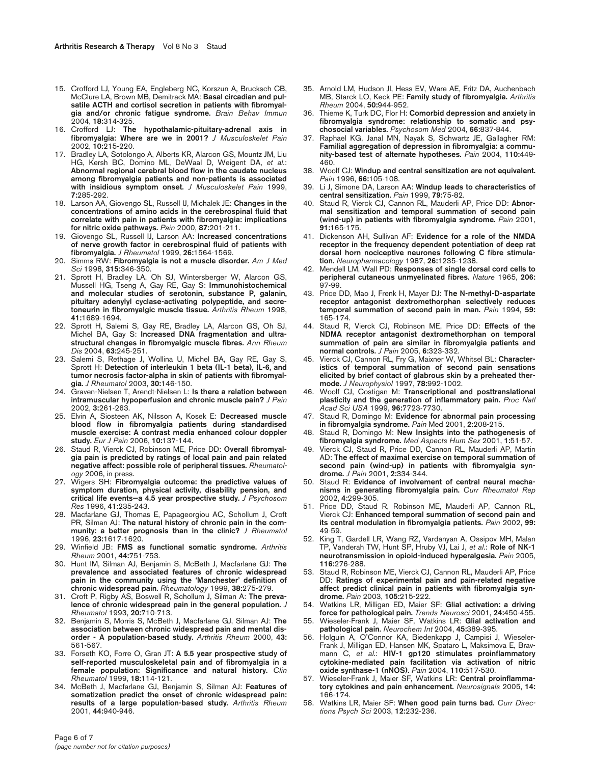15. Crofford LJ, Young EA, Engleberg NC, Korszun A, Brucksch CB, McClure LA, Brown MB, Demitrack MA: **Basal circadian and pulsatile ACTH and cortisol secretion in patients with fibromyalgia and/or chronic fatigue syndrome.** *Brain Behav Immun* 2004, **18:**314-325.
16. Crofford LJ: **The hypothalamic-pituitary-adrenal axis in fibromyalgia: Where are we in 2001?** *J Musculoskelet Pain* 2002, **10:**215-220.
17. Bradley LA, Sotolongo A, Alberts KR, Alarcon GS, Mountz JM, Liu HG, Kersh BC, Domino ML, DeWaal D, Weigent DA, *et al.*: **Abnormal regional cerebral blood flow in the caudate nucleus among fibromyalgia patients and non-patients is associated with insidious symptom onset.** *J Musculoskelet Pain* 1999, **7:**285-292.
18. Larson AA, Giovengo SL, Russell IJ, Michalek JE: **Changes in the concentrations of amino acids in the cerebrospinal fluid that correlate with pain in patients with fibromyalgia: implications for nitric oxide pathways.** *Pain* 2000, **87:**201-211.
19. Giovengo SL, Russell IJ, Larson AA: **Increased concentrations of nerve growth factor in cerebrospinal fluid of patients with fibromyalgia.** *J Rheumatol* 1999, **26:**1564-1569.
20. Simms RW: **Fibromyalgia is not a muscle disorder.** *Am J Med Sci* 1998, **315:**346-350.
21. Sprott H, Bradley LA, Oh SJ, Wintersberger W, Alarcon GS, Mussell HG, Tseng A, Gay RE, Gay S: **Immunohistochemical and molecular studies of serotonin, substance P, galanin, pituitary adenylyl cyclase-activating polypeptide, and secretoneurin in fibromyalgic muscle tissue.** *Arthritis Rheum* 1998, **41:**1689-1694.
22. Sprott H, Salemi S, Gay RE, Bradley LA, Alarcon GS, Oh SJ, Michel BA, Gay S: **Increased DNA fragmentation and ultrastructural changes in fibromyalgic muscle fibres.** *Ann Rheum Dis* 2004, **63:**245-251.
23. Salemi S, Rethage J, Wollina U, Michel BA, Gay RE, Gay S, Sprott H: **Detection of interleukin 1 beta (IL-1 beta), IL-6, and tumor necrosis factor-alpha in skin of patients with fibromyalgia.** *J Rheumatol* 2003, **30:**146-150.
24. Graven-Nielsen T, Arendt-Nielsen L: **Is there a relation between intramuscular hypoperfusion and chronic muscle pain?** *J Pain* 2002, **3:**261-263.
25. Elvin A, Siosteen AK, Nilsson A, Kosek E: **Decreased muscle blood flow in fibromyalgia patients during standardised muscle exercise: A contrast media enhanced colour doppler study.** *Eur J Pain* 2006, **10:**137-144.
26. Staud R, Vierck CJ, Robinson ME, Price DD: **Overall fibromyalgia pain is predicted by ratings of local pain and pain related negative affect: possible role of peripheral tissues.** *Rheumatology* 2006, in press.
27. Wigers SH: **Fibromyalgia outcome: the predictive values of symptom duration, physical activity, disability pension, and critical life events—a 4.5 year prospective study.** *J Psychosom Res* 1996, **41:**235-243.
28. Macfarlane GJ, Thomas E, Papageorgiou AC, Schollum J, Croft PR, Silman AJ: **The natural history of chronic pain in the community: a better prognosis than in the clinic?** *J Rheumatol* 1996, **23:**1617-1620.
29. Winfield JB: **FMS as functional somatic syndrome.** *Arthritis Rheum* 2001, **44:**751-753.
30. Hunt IM, Silman AJ, Benjamin S, McBeth J, Macfarlane GJ: **The prevalence and associated features of chronic widespread pain in the community using the 'Manchester' definition of chronic widespread pain.** *Rheumatology* 1999, **38:**275-279.
31. Croft P, Rigby AS, Boswell R, Schollum J, Silman A: **The prevalence of chronic widespread pain in the general population.** *J Rheumatol* 1993, **20:**710-713.
32. Benjamin S, Morris S, McBeth J, Macfarlane GJ, Silman AJ: **The association between chronic widespread pain and mental disorder - A population-based study.** *Arthritis Rheum* 2000, **43:** 561-567.
33. Forseth KO, Forre O, Gran JT: **A 5.5 year prospective study of self-reported musculoskeletal pain and of fibromyalgia in a female population: Significance and natural history.** *Clin Rheumatol* 1999, **18:**114-121.
34. McBeth J, Macfarlane GJ, Benjamin S, Silman AJ: **Features of somatization predict the onset of chronic widespread pain: results of a large population-based study.** *Arthritis Rheum* 2001, **44:**940-946.
35. Arnold LM, Hudson JI, Hess EV, Ware AE, Fritz DA, Auchenbach MB, Starck LO, Keck PE: **Family study of fibromyalgia.** *Arthritis Rheum* 2004, **50:**944-952.
36. Thieme K, Turk DC, Flor H: **Comorbid depression and anxiety in fibromyalgia syndrome: relationship to somatic and psychosocial variables.** *Psychosom Med* 2004, **66:**837-844.
37. Raphael KG, Janal MN, Nayak S, Schwartz JE, Gallagher RM: **Familial aggregation of depression in fibromyalgia: a community-based test of alternate hypotheses.** *Pain* 2004, **110:**449-460.
38. Woolf CJ: **Windup and central sensitization are not equivalent.** *Pain* 1996, **66:**105-108.
39. Li J, Simone DA, Larson AA: **Windup leads to characteristics of central sensitization.** *Pain* 1999, **79:**75-82.
40. Staud R, Vierck CJ, Cannon RL, Mauderli AP, Price DD: **Abnormal sensitization and temporal summation of second pain (wind-up) in patients with fibromyalgia syndrome.** *Pain* 2001, **91:**165-175.
41. Dickenson AH, Sullivan AF: **Evidence for a role of the NMDA receptor in the frequency dependent potentiation of deep rat dorsal horn nociceptive neurones following C fibre stimulation.** *Neuropharmacology* 1987, **26:**1235-1238.
42. Mendell LM, Wall PD: **Responses of single dorsal cord cells to peripheral cutaneous unmyelinated fibres.** *Nature* 1965, **206:** 97-99.
43. Price DD, Mao J, Frenk H, Mayer DJ: **The N-methyl-D-aspartate receptor antagonist dextromethorphan selectively reduces temporal summation of second pain in man.** *Pain* 1994, **59:** 165-174.
44. Staud R, Vierck CJ, Robinson ME, Price DD: **Effects of the NDMA receptor antagonist dextromethorphan on temporal summation of pain are similar in fibromyalgia patients and normal controls.** *J Pain* 2005, **6:**323-332.
45. Vierck CJ, Cannon RL, Fry G, Maixner W, Whitsel BL: **Characteristics of temporal summation of second pain sensations elicited by brief contact of glabrous skin by a preheated thermode.** *J Neurophysiol* 1997, **78:**992-1002.
46. Woolf CJ, Costigan M: **Transcriptional and posttranslational plasticity and the generation of inflammatory pain.** *Proc Natl Acad Sci USA* 1999, **96:**7723-7730.
47. Staud R, Domingo M: **Evidence for abnormal pain processing in fibromyalgia syndrome.** *Pain* Med 2001, **2:**208-215.
48. Staud R, Domingo M: **New Insights into the pathogenesis of fibromyalgia syndrome.** *Med Aspects Hum Sex* 2001, **1:**51-57.
49. Vierck CJ, Staud R, Price DD, Cannon RL, Mauderli AP, Martin AD: **The effect of maximal exercise on temporal summation of second pain (wind-up) in patients with fibromyalgia syndrome.** *J Pain* 2001, **2:**334-344.
50. Staud R: **Evidence of involvement of central neural mechanisms in generating fibromyalgia pain.** *Curr Rheumatol Rep* 2002, **4:**299-305.
51. Price DD, Staud R, Robinson ME, Mauderli AP, Cannon RL, Vierck CJ: **Enhanced temporal summation of second pain and its central modulation in fibromyalgia patients.** *Pain* 2002, **99:** 49-59.
52. King T, Gardell LR, Wang RZ, Vardanyan A, Ossipov MH, Malan TP, Vanderah TW, Hunt SP, Hruby VJ, Lai J, *et al.*: **Role of NK-1 neurotransmission in opioid-induced hyperalgesia.** *Pain* 2005, **116:**276-288.
53. Staud R, Robinson ME, Vierck CJ, Cannon RL, Mauderli AP, Price DD: **Ratings of experimental pain and pain-related negative affect predict clinical pain in patients with fibromyalgia syndrome.** *Pain* 2003, **105:**215-222.
54. Watkins LR, Milligan ED, Maier SF: **Glial activation: a driving force for pathological pain.** *Trends Neurosci* 2001, **24:**450-455.
55. Wieseler-Frank J, Maier SF, Watkins LR: **Glial activation and pathological pain.** *Neurochem Int* 2004, **45:**389-395.
56. Holguin A, O'Connor KA, Biedenkapp J, Campisi J, Wieseler-Frank J, Milligan ED, Hansen MK, Spataro L, Maksimova E, Bravmann C, *et al.*: **HIV-1 gp120 stimulates proinflammatory cytokine-mediated pain facilitation via activation of nitric oxide synthase-1 (nNOS).** *Pain* 2004, **110:**517-530.
57. Wieseler-Frank J, Maier SF, Watkins LR: **Central proinflammatory cytokines and pain enhancement.** *Neurosignals* 2005, **14:** 166-174.
58. Watkins LR, Maier SF: **When good pain turns bad.** *Curr Directions Psych Sci* 2003, **12:**232-236.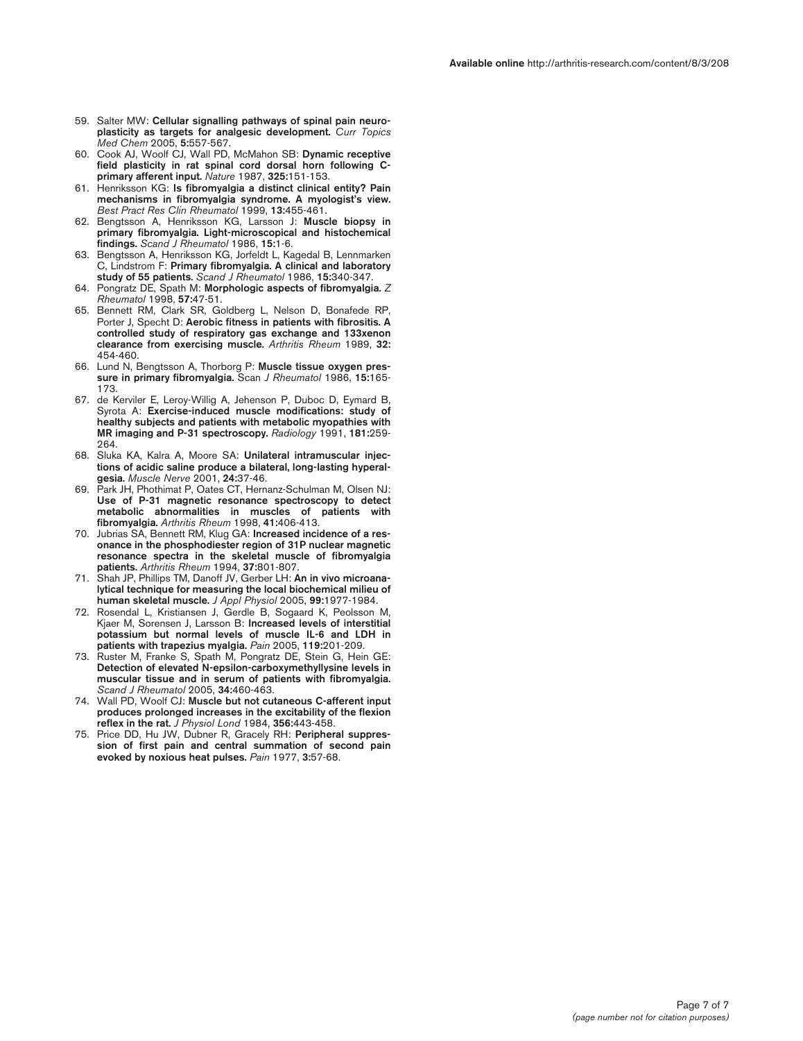59. Salter MW: **Cellular signalling pathways of spinal pain neuroplasticity as targets for analgesic development.** *Curr Topics Med Chem* 2005, **5:**557-567.
60. Cook AJ, Woolf CJ, Wall PD, McMahon SB: **Dynamic receptive field plasticity in rat spinal cord dorsal horn following C-primary afferent input.** *Nature* 1987, **325:**151-153.
61. Henriksson KG: **Is fibromyalgia a distinct clinical entity? Pain mechanisms in fibromyalgia syndrome. A myologist's view.** *Best Pract Res Clin Rheumatol* 1999, **13:**455-461.
62. Bengtsson A, Henriksson KG, Larsson J: **Muscle biopsy in primary fibromyalgia. Light-microscopical and histochemical findings.** *Scand J Rheumatol* 1986, **15:**1-6.
63. Bengtsson A, Henriksson KG, Jorfeldt L, Kagedal B, Lennmarken C, Lindstrom F: **Primary fibromyalgia. A clinical and laboratory study of 55 patients.** *Scand J Rheumatol* 1986, **15:**340-347.
64. Pongratz DE, Spath M: **Morphologic aspects of fibromyalgia.** *Z Rheumatol* 1998, **57:**47-51.
65. Bennett RM, Clark SR, Goldberg L, Nelson D, Bonafede RP, Porter J, Specht D: **Aerobic fitness in patients with fibrositis. A controlled study of respiratory gas exchange and 133xenon clearance from exercising muscle.** *Arthritis Rheum* 1989, **32:** 454-460.
66. Lund N, Bengtsson A, Thorborg P: **Muscle tissue oxygen pressure in primary fibromyalgia.** Scan *J Rheumatol* 1986, **15:**165-173.
67. de Kerviler E, Leroy-Willig A, Jehenson P, Duboc D, Eymard B, Syrota A: **Exercise-induced muscle modifications: study of healthy subjects and patients with metabolic myopathies with MR imaging and P-31 spectroscopy.** *Radiology* 1991, **181:**259-264.
68. Sluka KA, Kalra A, Moore SA: **Unilateral intramuscular injections of acidic saline produce a bilateral, long-lasting hyperalgesia.** *Muscle Nerve* 2001, **24:**37-46.
69. Park JH, Phothimat P, Oates CT, Hernanz-Schulman M, Olsen NJ: **Use of P-31 magnetic resonance spectroscopy to detect metabolic abnormalities in muscles of patients with fibromyalgia.** *Arthritis Rheum* 1998, **41:**406-413.
70. Jubrias SA, Bennett RM, Klug GA: **Increased incidence of a resonance in the phosphodiester region of 31P nuclear magnetic resonance spectra in the skeletal muscle of fibromyalgia patients.** *Arthritis Rheum* 1994, **37:**801-807.
71. Shah JP, Phillips TM, Danoff JV, Gerber LH: **An in vivo microanalytical technique for measuring the local biochemical milieu of human skeletal muscle.** *J Appl Physiol* 2005, **99:**1977-1984.
72. Rosendal L, Kristiansen J, Gerdle B, Sogaard K, Peolsson M, Kjaer M, Sorensen J, Larsson B: **Increased levels of interstitial potassium but normal levels of muscle IL-6 and LDH in patients with trapezius myalgia.** *Pain* 2005, **119:**201-209.
73. Ruster M, Franke S, Spath M, Pongratz DE, Stein G, Hein GE: **Detection of elevated N-epsilon-carboxymethyllysine levels in muscular tissue and in serum of patients with fibromyalgia.** *Scand J Rheumatol* 2005, **34:**460-463.
74. Wall PD, Woolf CJ: **Muscle but not cutaneous C-afferent input produces prolonged increases in the excitability of the flexion reflex in the rat.** *J Physiol Lond* 1984, **356:**443-458.
75. Price DD, Hu JW, Dubner R, Gracely RH: **Peripheral suppression of first pain and central summation of second pain evoked by noxious heat pulses.** *Pain* 1977, **3:**57-68.